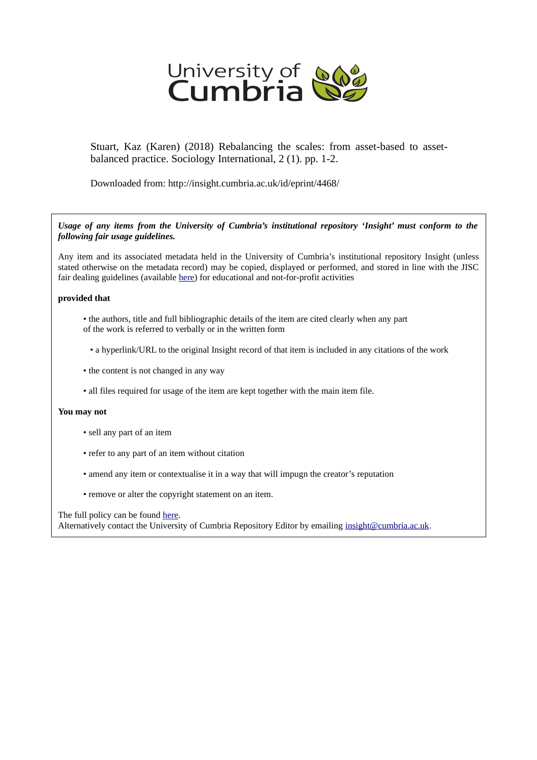University of Cumbria

Stuart, Kaz (Karen) (2018) Rebalancing the scales: from asset-based to asset-balanced practice. Sociology International, 2 (1). pp. 1-2.

Downloaded from: http://insight.cumbria.ac.uk/id/eprint/4468/

***Usage of any items from the University of Cumbria's institutional repository 'Insight' must conform to the following fair usage guidelines.***

Any item and its associated metadata held in the University of Cumbria's institutional repository Insight (unless stated otherwise on the metadata record) may be copied, displayed or performed, and stored in line with the JISC fair dealing guidelines (available here) for educational and not-for-profit activities

**provided that**

- the authors, title and full bibliographic details of the item are cited clearly when any part of the work is referred to verbally or in the written form
- a hyperlink/URL to the original Insight record of that item is included in any citations of the work
- the content is not changed in any way
- all files required for usage of the item are kept together with the main item file.

**You may not**

- sell any part of an item
- refer to any part of an item without citation
- amend any item or contextualise it in a way that will impugn the creator's reputation
- remove or alter the copyright statement on an item.

The full policy can be found here.
Alternatively contact the University of Cumbria Repository Editor by emailing insight@cumbria.ac.uk.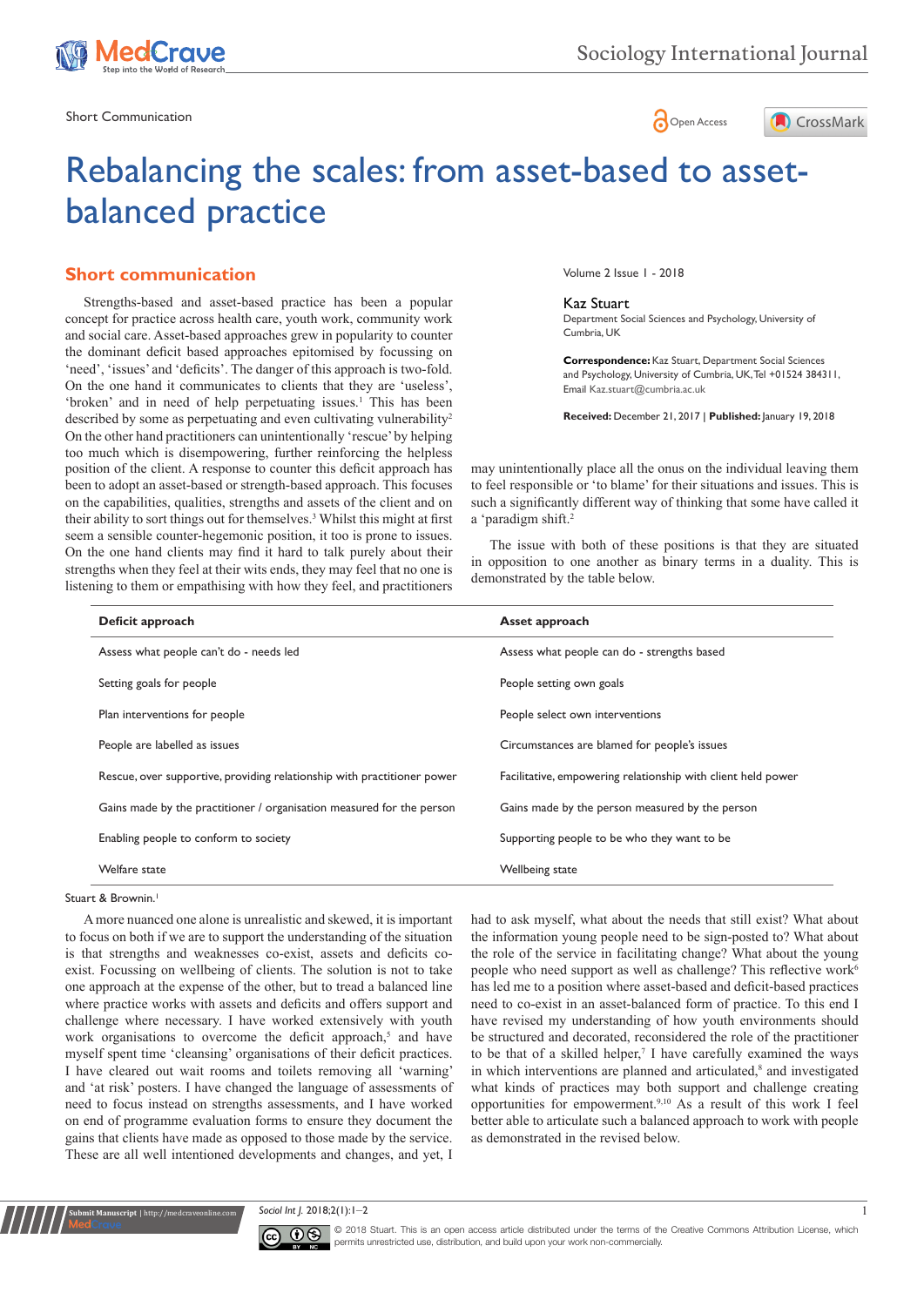Short Communication

# Rebalancing the scales: from asset-based to asset-balanced practice

Volume 2 Issue 1 - 2018

**Kaz Stuart**
Department Social Sciences and Psychology, University of Cumbria, UK

**Correspondence:** Kaz Stuart, Department Social Sciences and Psychology, University of Cumbria, UK, Tel +01524 384311, Email Kaz.stuart@cumbria.ac.uk

**Received:** December 21, 2017 | **Published:** January 19, 2018

## Short communication

Strengths-based and asset-based practice has been a popular concept for practice across health care, youth work, community work and social care. Asset-based approaches grew in popularity to counter the dominant deficit based approaches epitomised by focussing on 'need', 'issues' and 'deficits'. The danger of this approach is two-fold. On the one hand it communicates to clients that they are 'useless', 'broken' and in need of help perpetuating issues.[1] This has been described by some as perpetuating and even cultivating vulnerability[2] On the other hand practitioners can unintentionally 'rescue' by helping too much which is disempowering, further reinforcing the helpless position of the client. A response to counter this deficit approach has been to adopt an asset-based or strength-based approach. This focuses on the capabilities, qualities, strengths and assets of the client and on their ability to sort things out for themselves.[3] Whilst this might at first seem a sensible counter-hegemonic position, it too is prone to issues. On the one hand clients may find it hard to talk purely about their strengths when they feel at their wits ends, they may feel that no one is listening to them or empathising with how they feel, and practitioners may unintentionally place all the onus on the individual leaving them to feel responsible or 'to blame' for their situations and issues. This is such a significantly different way of thinking that some have called it a 'paradigm shift.[2]

The issue with both of these positions is that they are situated in opposition to one another as binary terms in a duality. This is demonstrated by the table below.

| Deficit approach | Asset approach |
|---|---|
| Assess what people can't do - needs led | Assess what people can do - strengths based |
| Setting goals for people | People setting own goals |
| Plan interventions for people | People select own interventions |
| People are labelled as issues | Circumstances are blamed for people's issues |
| Rescue, over supportive, providing relationship with practitioner power | Facilitative, empowering relationship with client held power |
| Gains made by the practitioner / organisation measured for the person | Gains made by the person measured by the person |
| Enabling people to conform to society | Supporting people to be who they want to be |
| Welfare state | Wellbeing state |

Stuart & Brownin.[1]

A more nuanced one alone is unrealistic and skewed, it is important to focus on both if we are to support the understanding of the situation is that strengths and weaknesses co-exist, assets and deficits co-exist. Focussing on wellbeing of clients. The solution is not to take one approach at the expense of the other, but to tread a balanced line where practice works with assets and deficits and offers support and challenge where necessary. I have worked extensively with youth work organisations to overcome the deficit approach,[5] and have myself spent time 'cleansing' organisations of their deficit practices. I have cleared out wait rooms and toilets removing all 'warning' and 'at risk' posters. I have changed the language of assessments of need to focus instead on strengths assessments, and I have worked on end of programme evaluation forms to ensure they document the gains that clients have made as opposed to those made by the service. These are all well intentioned developments and changes, and yet, I had to ask myself, what about the needs that still exist? What about the information young people need to be sign-posted to? What about the role of the service in facilitating change? What about the young people who need support as well as challenge? This reflective work[6] has led me to a position where asset-based and deficit-based practices need to co-exist in an asset-balanced form of practice. To this end I have revised my understanding of how youth environments should be structured and decorated, reconsidered the role of the practitioner to be that of a skilled helper,[7] I have carefully examined the ways in which interventions are planned and articulated,[8] and investigated what kinds of practices may both support and challenge creating opportunities for empowerment.[9,10] As a result of this work I feel better able to articulate such a balanced approach to work with people as demonstrated in the revised below.

© 2018 Stuart. This is an open access article distributed under the terms of the Creative Commons Attribution License, which permits unrestricted use, distribution, and build upon your work non-commercially.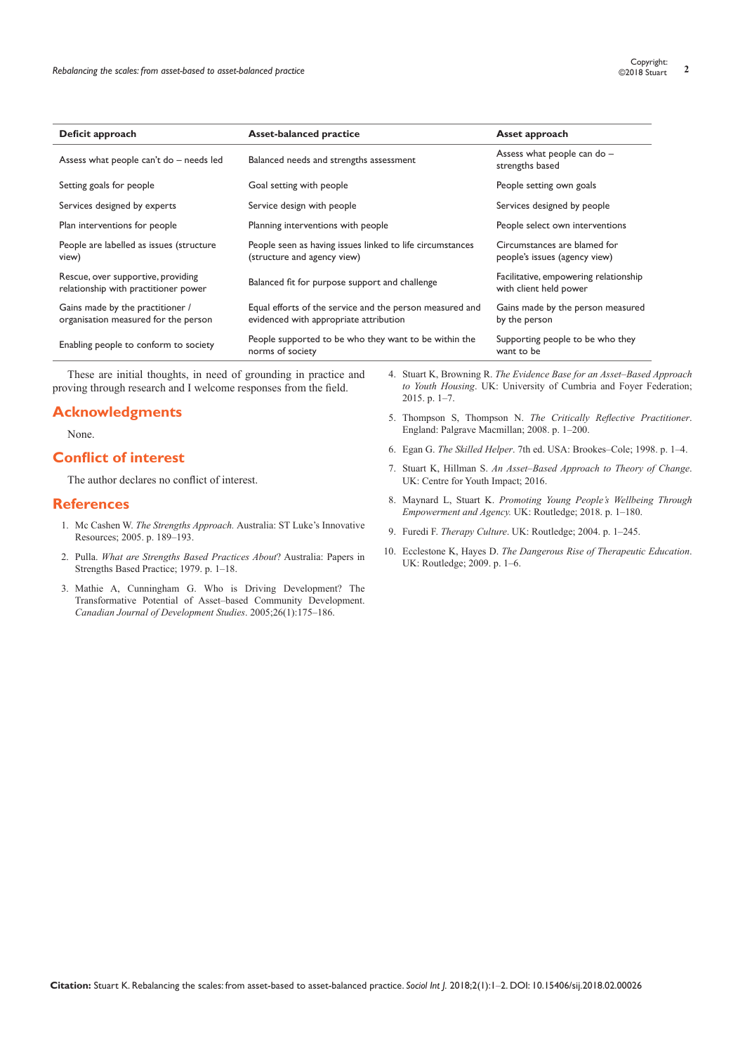| Deficit approach | Asset-balanced practice | Asset approach |
|---|---|---|
| Assess what people can't do – needs led | Balanced needs and strengths assessment | Assess what people can do – strengths based |
| Setting goals for people | Goal setting with people | People setting own goals |
| Services designed by experts | Service design with people | Services designed by people |
| Plan interventions for people | Planning interventions with people | People select own interventions |
| People are labelled as issues (structure view) | People seen as having issues linked to life circumstances (structure and agency view) | Circumstances are blamed for people's issues (agency view) |
| Rescue, over supportive, providing relationship with practitioner power | Balanced fit for purpose support and challenge | Facilitative, empowering relationship with client held power |
| Gains made by the practitioner / organisation measured for the person | Equal efforts of the service and the person measured and evidenced with appropriate attribution | Gains made by the person measured by the person |
| Enabling people to conform to society | People supported to be who they want to be within the norms of society | Supporting people to be who they want to be |

These are initial thoughts, in need of grounding in practice and proving through research and I welcome responses from the field.

## Acknowledgments

None.

## Conflict of interest

The author declares no conflict of interest.

## References

1. Mc Cashen W. *The Strengths Approach.* Australia: ST Luke's Innovative Resources; 2005. p. 189–193.
2. Pulla. *What are Strengths Based Practices About*? Australia: Papers in Strengths Based Practice; 1979. p. 1–18.
3. Mathie A, Cunningham G. Who is Driving Development? The Transformative Potential of Asset–based Community Development. *Canadian Journal of Development Studies*. 2005;26(1):175–186.
4. Stuart K, Browning R. *The Evidence Base for an Asset–Based Approach to Youth Housing*. UK: University of Cumbria and Foyer Federation; 2015. p. 1–7.
5. Thompson S, Thompson N. *The Critically Reflective Practitioner*. England: Palgrave Macmillan; 2008. p. 1–200.
6. Egan G. *The Skilled Helper*. 7th ed. USA: Brookes–Cole; 1998. p. 1–4.
7. Stuart K, Hillman S. *An Asset–Based Approach to Theory of Change*. UK: Centre for Youth Impact; 2016.
8. Maynard L, Stuart K. *Promoting Young People's Wellbeing Through Empowerment and Agency.* UK: Routledge; 2018. p. 1–180.
9. Furedi F. *Therapy Culture*. UK: Routledge; 2004. p. 1–245.
10. Ecclestone K, Hayes D. *The Dangerous Rise of Therapeutic Education*. UK: Routledge; 2009. p. 1–6.

**Citation:** Stuart K. Rebalancing the scales: from asset-based to asset-balanced practice. *Sociol Int J.* 2018;2(1):1‒2. DOI: 10.15406/sij.2018.02.00026